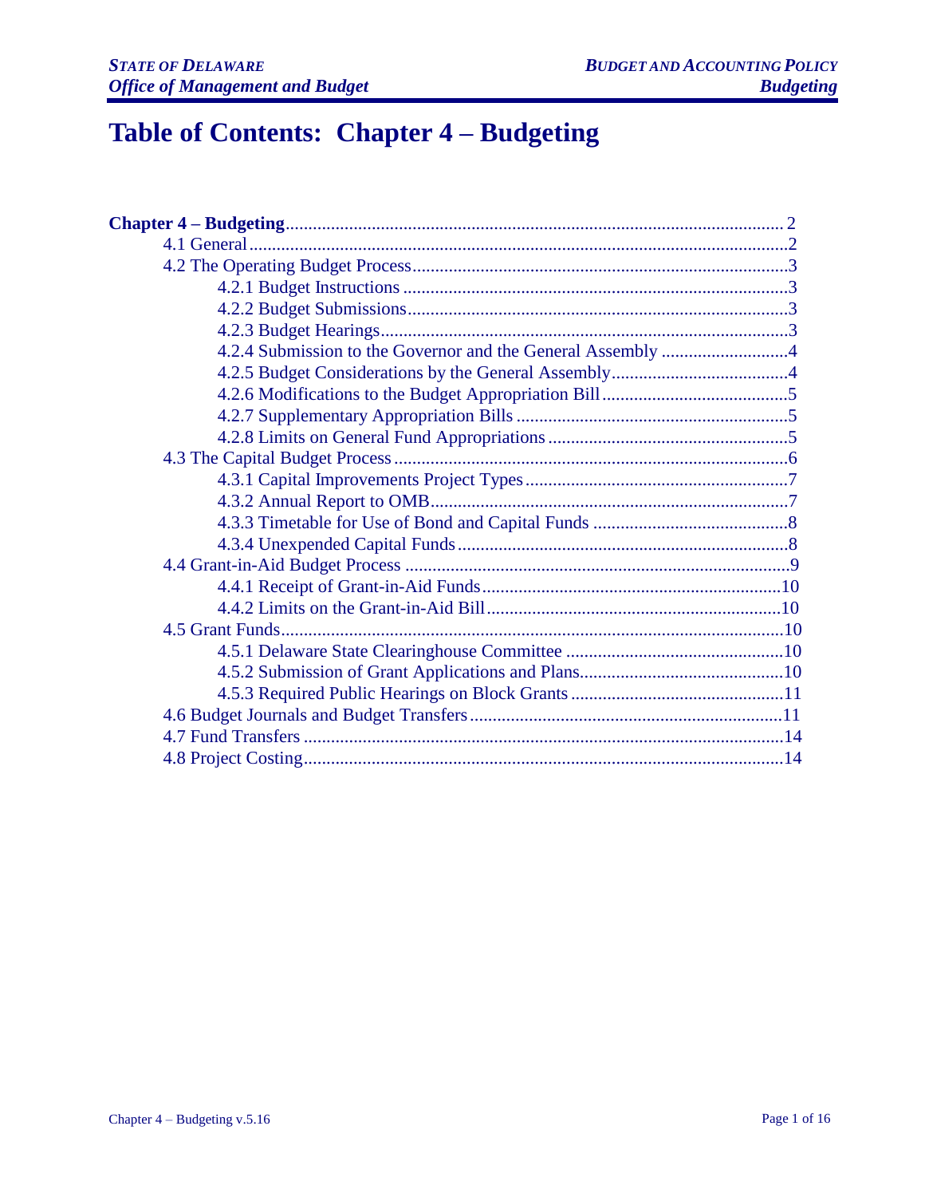# Table of Contents: Chapter 4 – Budgeting

**Chapter 4 – Budgeting** .......... 2

- 4.1 General .......... 2
- 4.2 The Operating Budget Process .......... 3
  - 4.2.1 Budget Instructions .......... 3
  - 4.2.2 Budget Submissions .......... 3
  - 4.2.3 Budget Hearings .......... 3
  - 4.2.4 Submission to the Governor and the General Assembly .......... 4
  - 4.2.5 Budget Considerations by the General Assembly .......... 4
  - 4.2.6 Modifications to the Budget Appropriation Bill .......... 5
  - 4.2.7 Supplementary Appropriation Bills .......... 5
  - 4.2.8 Limits on General Fund Appropriations .......... 5
- 4.3 The Capital Budget Process .......... 6
  - 4.3.1 Capital Improvements Project Types .......... 7
  - 4.3.2 Annual Report to OMB .......... 7
  - 4.3.3 Timetable for Use of Bond and Capital Funds .......... 8
  - 4.3.4 Unexpended Capital Funds .......... 8
- 4.4 Grant-in-Aid Budget Process .......... 9
  - 4.4.1 Receipt of Grant-in-Aid Funds .......... 10
  - 4.4.2 Limits on the Grant-in-Aid Bill .......... 10
- 4.5 Grant Funds .......... 10
  - 4.5.1 Delaware State Clearinghouse Committee .......... 10
  - 4.5.2 Submission of Grant Applications and Plans .......... 10
  - 4.5.3 Required Public Hearings on Block Grants .......... 11
- 4.6 Budget Journals and Budget Transfers .......... 11
- 4.7 Fund Transfers .......... 14
- 4.8 Project Costing .......... 14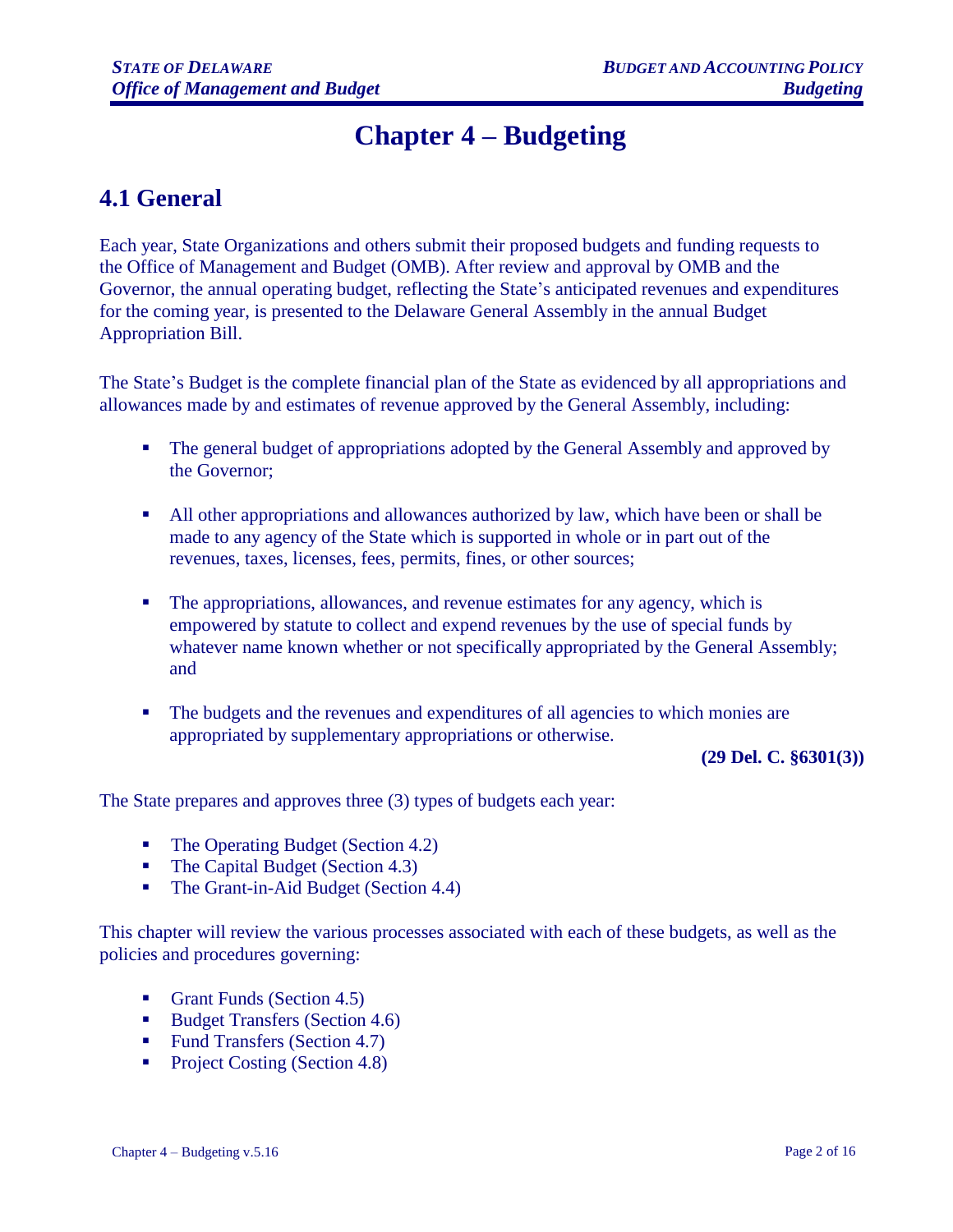# Chapter 4 – Budgeting

## 4.1 General

Each year, State Organizations and others submit their proposed budgets and funding requests to the Office of Management and Budget (OMB). After review and approval by OMB and the Governor, the annual operating budget, reflecting the State's anticipated revenues and expenditures for the coming year, is presented to the Delaware General Assembly in the annual Budget Appropriation Bill.

The State's Budget is the complete financial plan of the State as evidenced by all appropriations and allowances made by and estimates of revenue approved by the General Assembly, including:

- The general budget of appropriations adopted by the General Assembly and approved by the Governor;
- All other appropriations and allowances authorized by law, which have been or shall be made to any agency of the State which is supported in whole or in part out of the revenues, taxes, licenses, fees, permits, fines, or other sources;
- The appropriations, allowances, and revenue estimates for any agency, which is empowered by statute to collect and expend revenues by the use of special funds by whatever name known whether or not specifically appropriated by the General Assembly; and
- The budgets and the revenues and expenditures of all agencies to which monies are appropriated by supplementary appropriations or otherwise.

**(29 Del. C. §6301(3))**

The State prepares and approves three (3) types of budgets each year:

- The Operating Budget (Section 4.2)
- The Capital Budget (Section 4.3)
- The Grant-in-Aid Budget (Section 4.4)

This chapter will review the various processes associated with each of these budgets, as well as the policies and procedures governing:

- Grant Funds (Section 4.5)
- Budget Transfers (Section 4.6)
- Fund Transfers (Section 4.7)
- Project Costing (Section 4.8)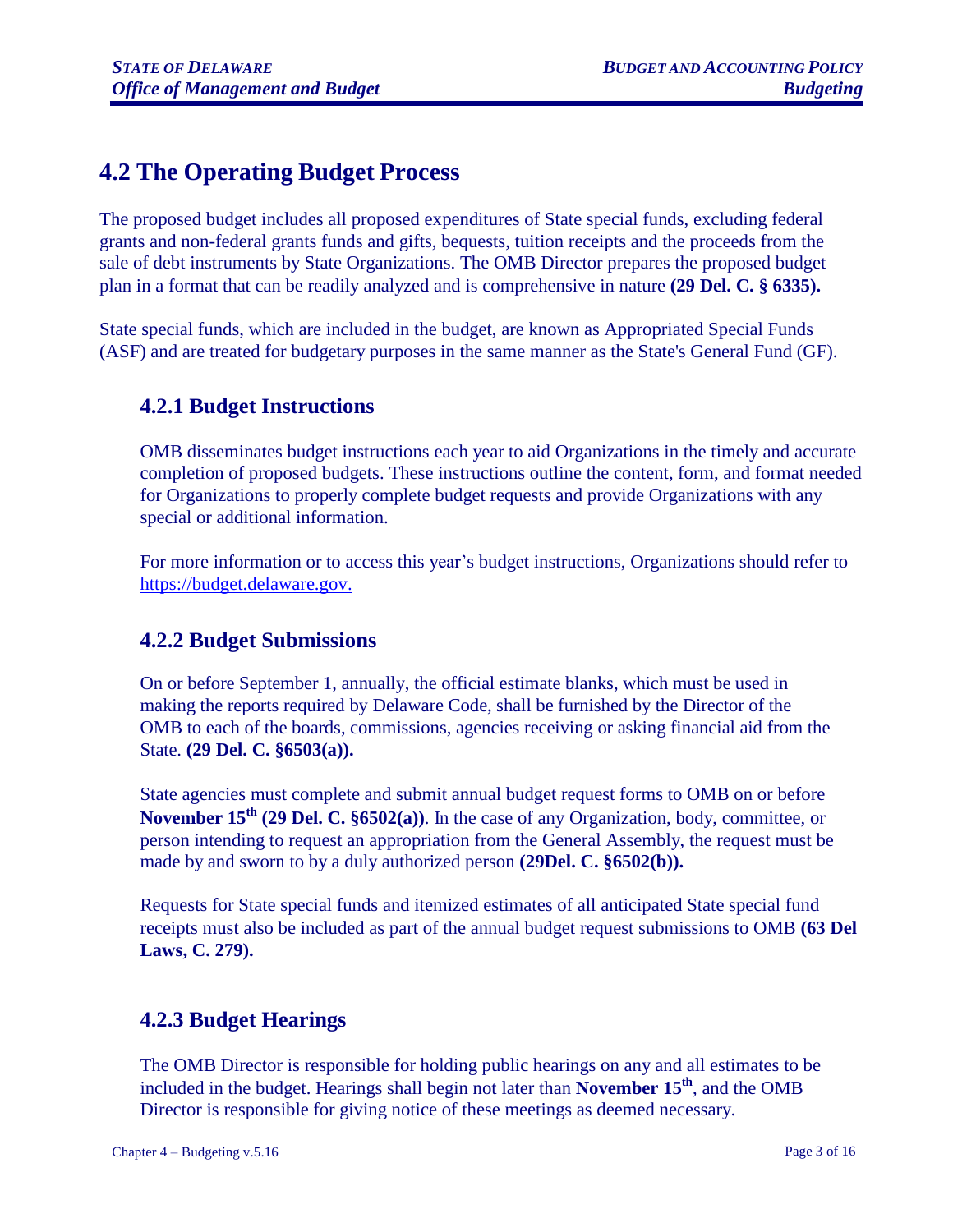## 4.2 The Operating Budget Process

The proposed budget includes all proposed expenditures of State special funds, excluding federal grants and non-federal grants funds and gifts, bequests, tuition receipts and the proceeds from the sale of debt instruments by State Organizations. The OMB Director prepares the proposed budget plan in a format that can be readily analyzed and is comprehensive in nature **(29 Del. C. § 6335).**

State special funds, which are included in the budget, are known as Appropriated Special Funds (ASF) and are treated for budgetary purposes in the same manner as the State's General Fund (GF).

### 4.2.1 Budget Instructions

OMB disseminates budget instructions each year to aid Organizations in the timely and accurate completion of proposed budgets. These instructions outline the content, form, and format needed for Organizations to properly complete budget requests and provide Organizations with any special or additional information.

For more information or to access this year's budget instructions, Organizations should refer to [https://budget.delaware.gov.](https://budget.delaware.gov)

### 4.2.2 Budget Submissions

On or before September 1, annually, the official estimate blanks, which must be used in making the reports required by Delaware Code, shall be furnished by the Director of the OMB to each of the boards, commissions, agencies receiving or asking financial aid from the State. **(29 Del. C. §6503(a)).**

State agencies must complete and submit annual budget request forms to OMB on or before **November 15th (29 Del. C. §6502(a))**. In the case of any Organization, body, committee, or person intending to request an appropriation from the General Assembly, the request must be made by and sworn to by a duly authorized person **(29Del. C. §6502(b)).**

Requests for State special funds and itemized estimates of all anticipated State special fund receipts must also be included as part of the annual budget request submissions to OMB **(63 Del Laws, C. 279).**

### 4.2.3 Budget Hearings

The OMB Director is responsible for holding public hearings on any and all estimates to be included in the budget. Hearings shall begin not later than **November 15th**, and the OMB Director is responsible for giving notice of these meetings as deemed necessary.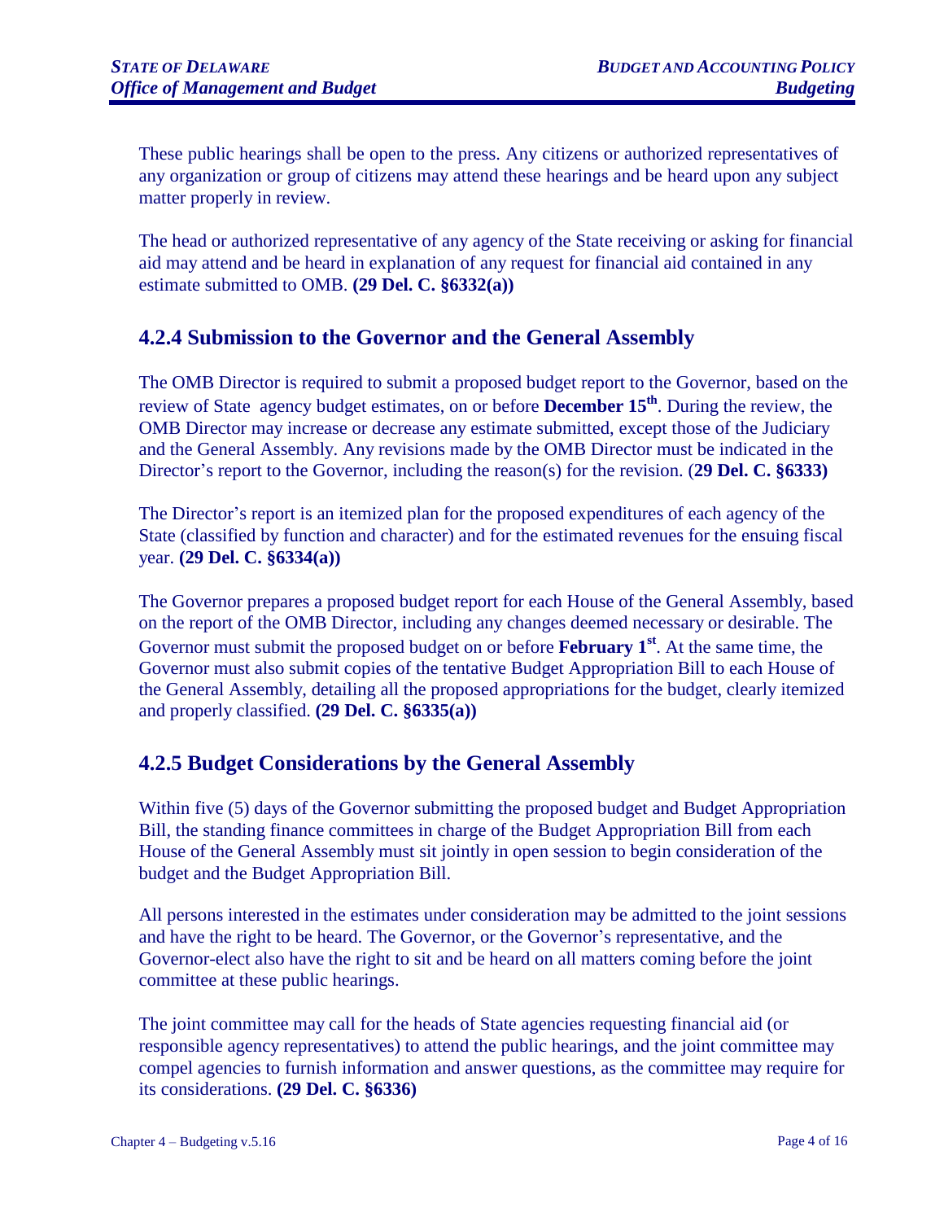These public hearings shall be open to the press. Any citizens or authorized representatives of any organization or group of citizens may attend these hearings and be heard upon any subject matter properly in review.

The head or authorized representative of any agency of the State receiving or asking for financial aid may attend and be heard in explanation of any request for financial aid contained in any estimate submitted to OMB. **(29 Del. C. §6332(a))**

## 4.2.4 Submission to the Governor and the General Assembly

The OMB Director is required to submit a proposed budget report to the Governor, based on the review of State agency budget estimates, on or before **December 15th**. During the review, the OMB Director may increase or decrease any estimate submitted, except those of the Judiciary and the General Assembly. Any revisions made by the OMB Director must be indicated in the Director's report to the Governor, including the reason(s) for the revision. (**29 Del. C. §6333)**

The Director's report is an itemized plan for the proposed expenditures of each agency of the State (classified by function and character) and for the estimated revenues for the ensuing fiscal year. **(29 Del. C. §6334(a))**

The Governor prepares a proposed budget report for each House of the General Assembly, based on the report of the OMB Director, including any changes deemed necessary or desirable. The Governor must submit the proposed budget on or before **February 1st**. At the same time, the Governor must also submit copies of the tentative Budget Appropriation Bill to each House of the General Assembly, detailing all the proposed appropriations for the budget, clearly itemized and properly classified. **(29 Del. C. §6335(a))**

## 4.2.5 Budget Considerations by the General Assembly

Within five (5) days of the Governor submitting the proposed budget and Budget Appropriation Bill, the standing finance committees in charge of the Budget Appropriation Bill from each House of the General Assembly must sit jointly in open session to begin consideration of the budget and the Budget Appropriation Bill.

All persons interested in the estimates under consideration may be admitted to the joint sessions and have the right to be heard. The Governor, or the Governor's representative, and the Governor-elect also have the right to sit and be heard on all matters coming before the joint committee at these public hearings.

The joint committee may call for the heads of State agencies requesting financial aid (or responsible agency representatives) to attend the public hearings, and the joint committee may compel agencies to furnish information and answer questions, as the committee may require for its considerations. **(29 Del. C. §6336)**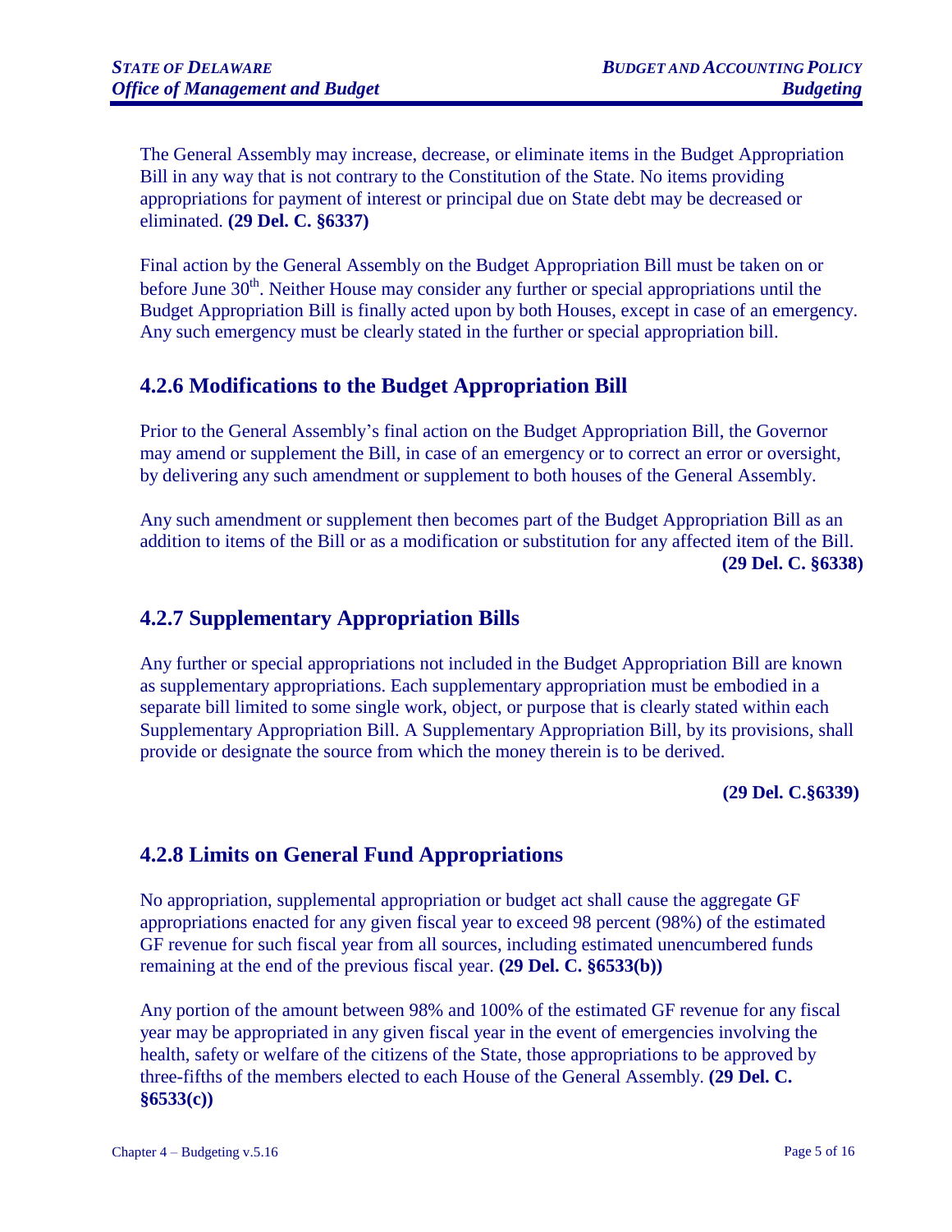The General Assembly may increase, decrease, or eliminate items in the Budget Appropriation Bill in any way that is not contrary to the Constitution of the State. No items providing appropriations for payment of interest or principal due on State debt may be decreased or eliminated. **(29 Del. C. §6337)**

Final action by the General Assembly on the Budget Appropriation Bill must be taken on or before June 30th. Neither House may consider any further or special appropriations until the Budget Appropriation Bill is finally acted upon by both Houses, except in case of an emergency. Any such emergency must be clearly stated in the further or special appropriation bill.

## 4.2.6 Modifications to the Budget Appropriation Bill

Prior to the General Assembly's final action on the Budget Appropriation Bill, the Governor may amend or supplement the Bill, in case of an emergency or to correct an error or oversight, by delivering any such amendment or supplement to both houses of the General Assembly.

Any such amendment or supplement then becomes part of the Budget Appropriation Bill as an addition to items of the Bill or as a modification or substitution for any affected item of the Bill. **(29 Del. C. §6338)**

## 4.2.7 Supplementary Appropriation Bills

Any further or special appropriations not included in the Budget Appropriation Bill are known as supplementary appropriations. Each supplementary appropriation must be embodied in a separate bill limited to some single work, object, or purpose that is clearly stated within each Supplementary Appropriation Bill. A Supplementary Appropriation Bill, by its provisions, shall provide or designate the source from which the money therein is to be derived.

**(29 Del. C.§6339)**

## 4.2.8 Limits on General Fund Appropriations

No appropriation, supplemental appropriation or budget act shall cause the aggregate GF appropriations enacted for any given fiscal year to exceed 98 percent (98%) of the estimated GF revenue for such fiscal year from all sources, including estimated unencumbered funds remaining at the end of the previous fiscal year. **(29 Del. C. §6533(b))**

Any portion of the amount between 98% and 100% of the estimated GF revenue for any fiscal year may be appropriated in any given fiscal year in the event of emergencies involving the health, safety or welfare of the citizens of the State, those appropriations to be approved by three-fifths of the members elected to each House of the General Assembly. **(29 Del. C. §6533(c))**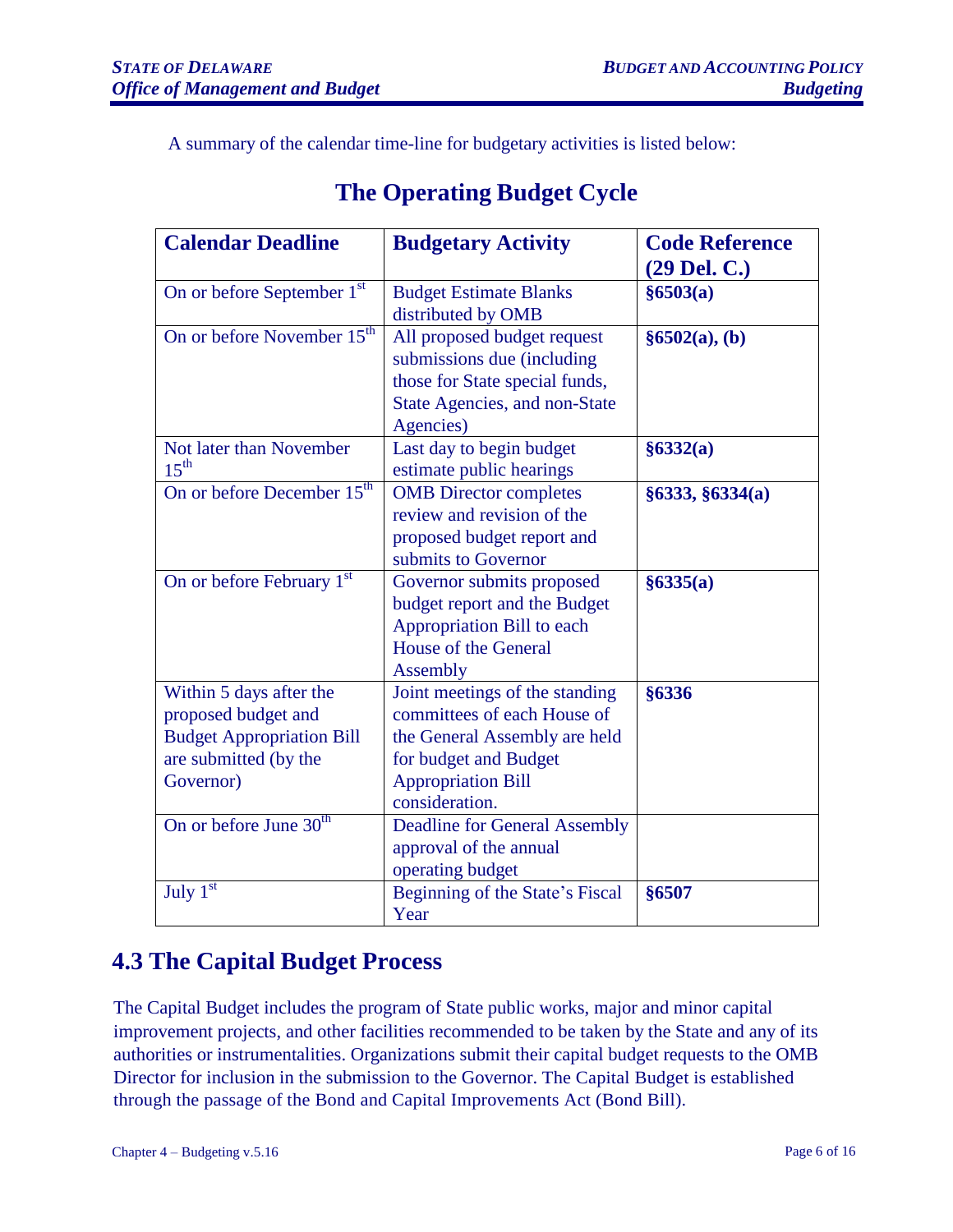A summary of the calendar time-line for budgetary activities is listed below:

## The Operating Budget Cycle

| Calendar Deadline | Budgetary Activity | Code Reference (29 Del. C.) |
|---|---|---|
| On or before September 1st | Budget Estimate Blanks distributed by OMB | **§6503(a)** |
| On or before November 15th | All proposed budget request submissions due (including those for State special funds, State Agencies, and non-State Agencies) | **§6502(a), (b)** |
| Not later than November 15th | Last day to begin budget estimate public hearings | **§6332(a)** |
| On or before December 15th | OMB Director completes review and revision of the proposed budget report and submits to Governor | **§6333, §6334(a)** |
| On or before February 1st | Governor submits proposed budget report and the Budget Appropriation Bill to each House of the General Assembly | **§6335(a)** |
| Within 5 days after the proposed budget and Budget Appropriation Bill are submitted (by the Governor) | Joint meetings of the standing committees of each House of the General Assembly are held for budget and Budget Appropriation Bill consideration. | **§6336** |
| On or before June 30th | Deadline for General Assembly approval of the annual operating budget | |
| July 1st | Beginning of the State's Fiscal Year | **§6507** |

## 4.3 The Capital Budget Process

The Capital Budget includes the program of State public works, major and minor capital improvement projects, and other facilities recommended to be taken by the State and any of its authorities or instrumentalities. Organizations submit their capital budget requests to the OMB Director for inclusion in the submission to the Governor. The Capital Budget is established through the passage of the Bond and Capital Improvements Act (Bond Bill).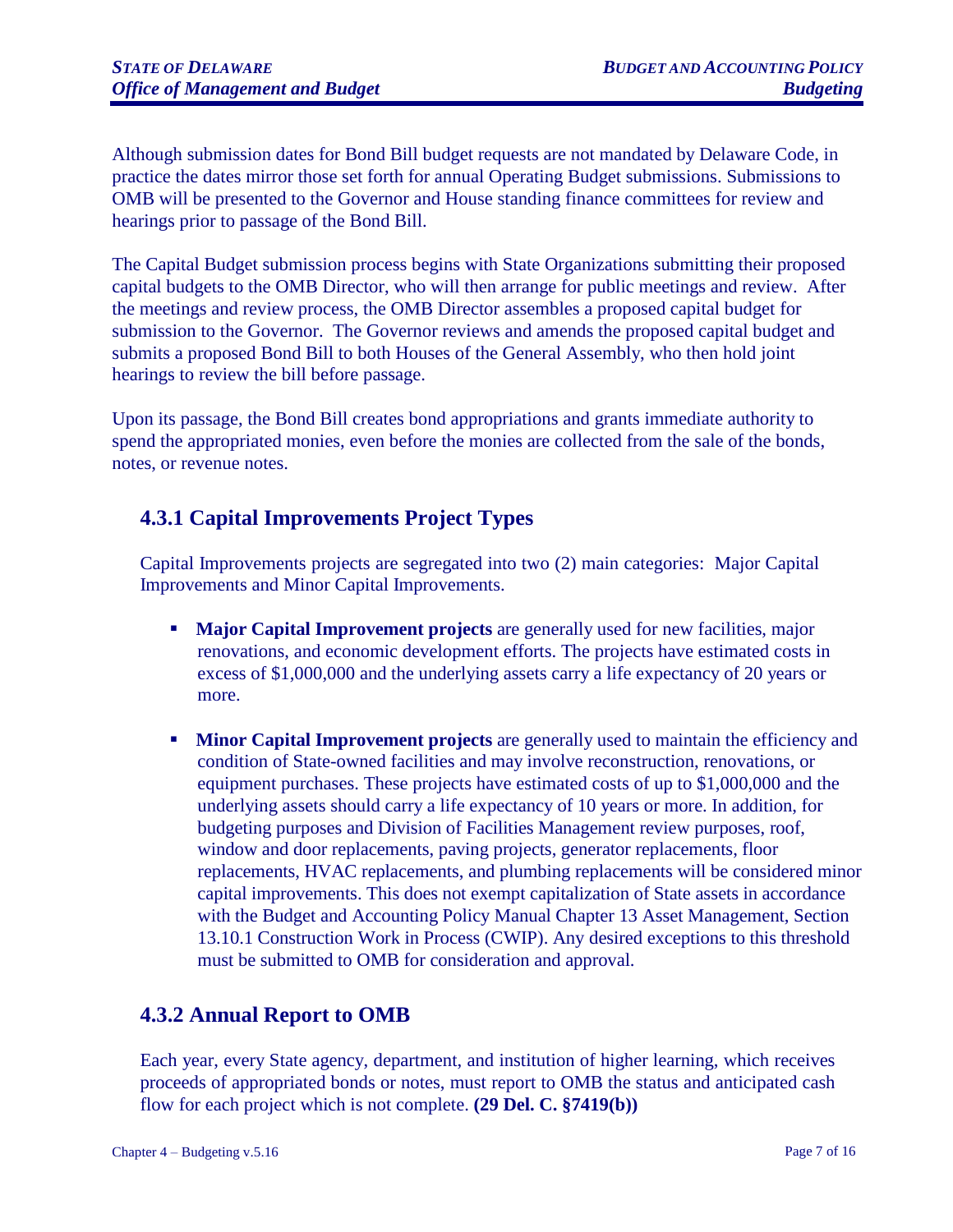Although submission dates for Bond Bill budget requests are not mandated by Delaware Code, in practice the dates mirror those set forth for annual Operating Budget submissions. Submissions to OMB will be presented to the Governor and House standing finance committees for review and hearings prior to passage of the Bond Bill.

The Capital Budget submission process begins with State Organizations submitting their proposed capital budgets to the OMB Director, who will then arrange for public meetings and review. After the meetings and review process, the OMB Director assembles a proposed capital budget for submission to the Governor. The Governor reviews and amends the proposed capital budget and submits a proposed Bond Bill to both Houses of the General Assembly, who then hold joint hearings to review the bill before passage.

Upon its passage, the Bond Bill creates bond appropriations and grants immediate authority to spend the appropriated monies, even before the monies are collected from the sale of the bonds, notes, or revenue notes.

## 4.3.1 Capital Improvements Project Types

Capital Improvements projects are segregated into two (2) main categories: Major Capital Improvements and Minor Capital Improvements.

- **Major Capital Improvement projects** are generally used for new facilities, major renovations, and economic development efforts. The projects have estimated costs in excess of $1,000,000 and the underlying assets carry a life expectancy of 20 years or more.

- **Minor Capital Improvement projects** are generally used to maintain the efficiency and condition of State-owned facilities and may involve reconstruction, renovations, or equipment purchases. These projects have estimated costs of up to $1,000,000 and the underlying assets should carry a life expectancy of 10 years or more. In addition, for budgeting purposes and Division of Facilities Management review purposes, roof, window and door replacements, paving projects, generator replacements, floor replacements, HVAC replacements, and plumbing replacements will be considered minor capital improvements. This does not exempt capitalization of State assets in accordance with the Budget and Accounting Policy Manual Chapter 13 Asset Management, Section 13.10.1 Construction Work in Process (CWIP). Any desired exceptions to this threshold must be submitted to OMB for consideration and approval.

## 4.3.2 Annual Report to OMB

Each year, every State agency, department, and institution of higher learning, which receives proceeds of appropriated bonds or notes, must report to OMB the status and anticipated cash flow for each project which is not complete. **(29 Del. C. §7419(b))**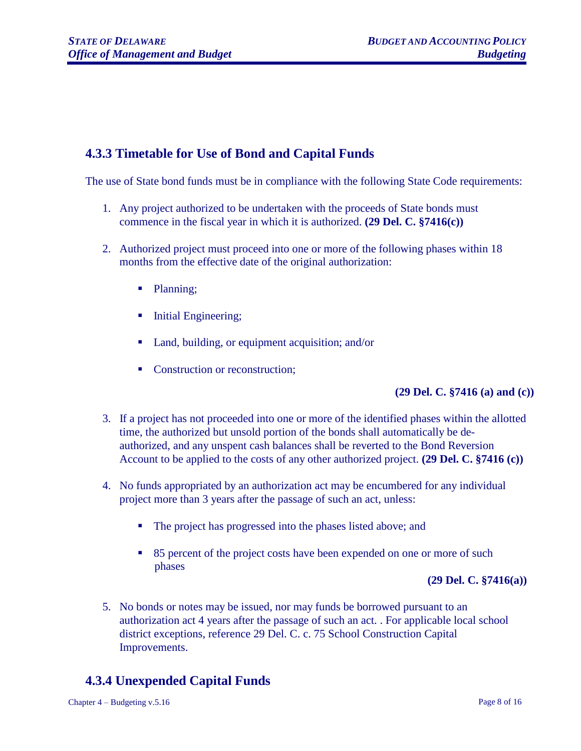### 4.3.3 Timetable for Use of Bond and Capital Funds

The use of State bond funds must be in compliance with the following State Code requirements:

1. Any project authorized to be undertaken with the proceeds of State bonds must commence in the fiscal year in which it is authorized. **(29 Del. C. §7416(c))**

2. Authorized project must proceed into one or more of the following phases within 18 months from the effective date of the original authorization:

   - Planning;
   - Initial Engineering;
   - Land, building, or equipment acquisition; and/or
   - Construction or reconstruction;

   **(29 Del. C. §7416 (a) and (c))**

3. If a project has not proceeded into one or more of the identified phases within the allotted time, the authorized but unsold portion of the bonds shall automatically be de-authorized, and any unspent cash balances shall be reverted to the Bond Reversion Account to be applied to the costs of any other authorized project. **(29 Del. C. §7416 (c))**

4. No funds appropriated by an authorization act may be encumbered for any individual project more than 3 years after the passage of such an act, unless:

   - The project has progressed into the phases listed above; and
   - 85 percent of the project costs have been expended on one or more of such phases

   **(29 Del. C. §7416(a))**

5. No bonds or notes may be issued, nor may funds be borrowed pursuant to an authorization act 4 years after the passage of such an act. . For applicable local school district exceptions, reference 29 Del. C. c. 75 School Construction Capital Improvements.

### 4.3.4 Unexpended Capital Funds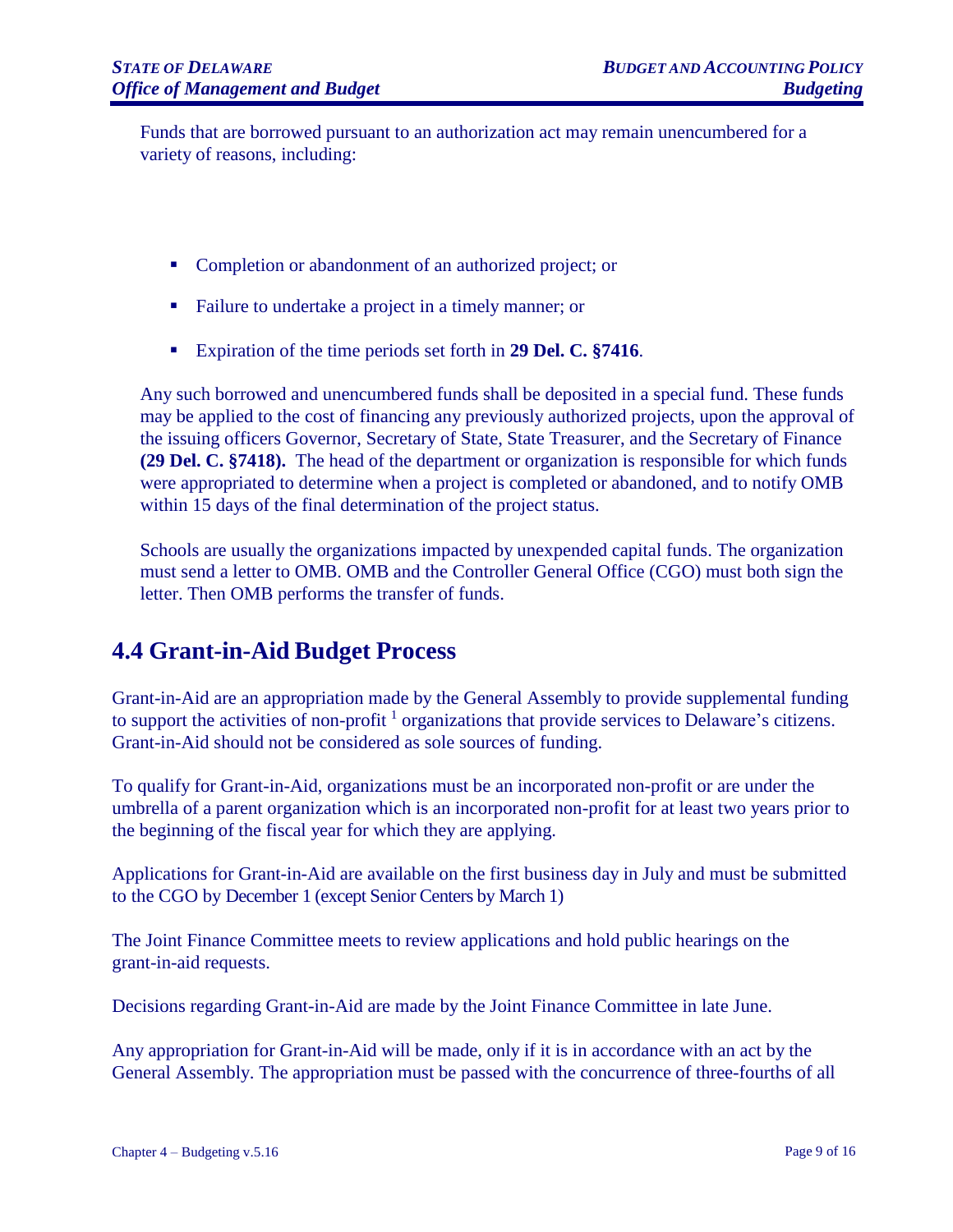Funds that are borrowed pursuant to an authorization act may remain unencumbered for a variety of reasons, including:

- Completion or abandonment of an authorized project; or
- Failure to undertake a project in a timely manner; or
- Expiration of the time periods set forth in **29 Del. C. §7416**.

Any such borrowed and unencumbered funds shall be deposited in a special fund. These funds may be applied to the cost of financing any previously authorized projects, upon the approval of the issuing officers Governor, Secretary of State, State Treasurer, and the Secretary of Finance **(29 Del. C. §7418).** The head of the department or organization is responsible for which funds were appropriated to determine when a project is completed or abandoned, and to notify OMB within 15 days of the final determination of the project status.

Schools are usually the organizations impacted by unexpended capital funds. The organization must send a letter to OMB. OMB and the Controller General Office (CGO) must both sign the letter. Then OMB performs the transfer of funds.

## 4.4 Grant-in-Aid Budget Process

Grant-in-Aid are an appropriation made by the General Assembly to provide supplemental funding to support the activities of non-profit [1] organizations that provide services to Delaware's citizens. Grant-in-Aid should not be considered as sole sources of funding.

To qualify for Grant-in-Aid, organizations must be an incorporated non-profit or are under the umbrella of a parent organization which is an incorporated non-profit for at least two years prior to the beginning of the fiscal year for which they are applying.

Applications for Grant-in-Aid are available on the first business day in July and must be submitted to the CGO by December 1 (except Senior Centers by March 1)

The Joint Finance Committee meets to review applications and hold public hearings on the grant-in-aid requests.

Decisions regarding Grant-in-Aid are made by the Joint Finance Committee in late June.

Any appropriation for Grant-in-Aid will be made, only if it is in accordance with an act by the General Assembly. The appropriation must be passed with the concurrence of three-fourths of all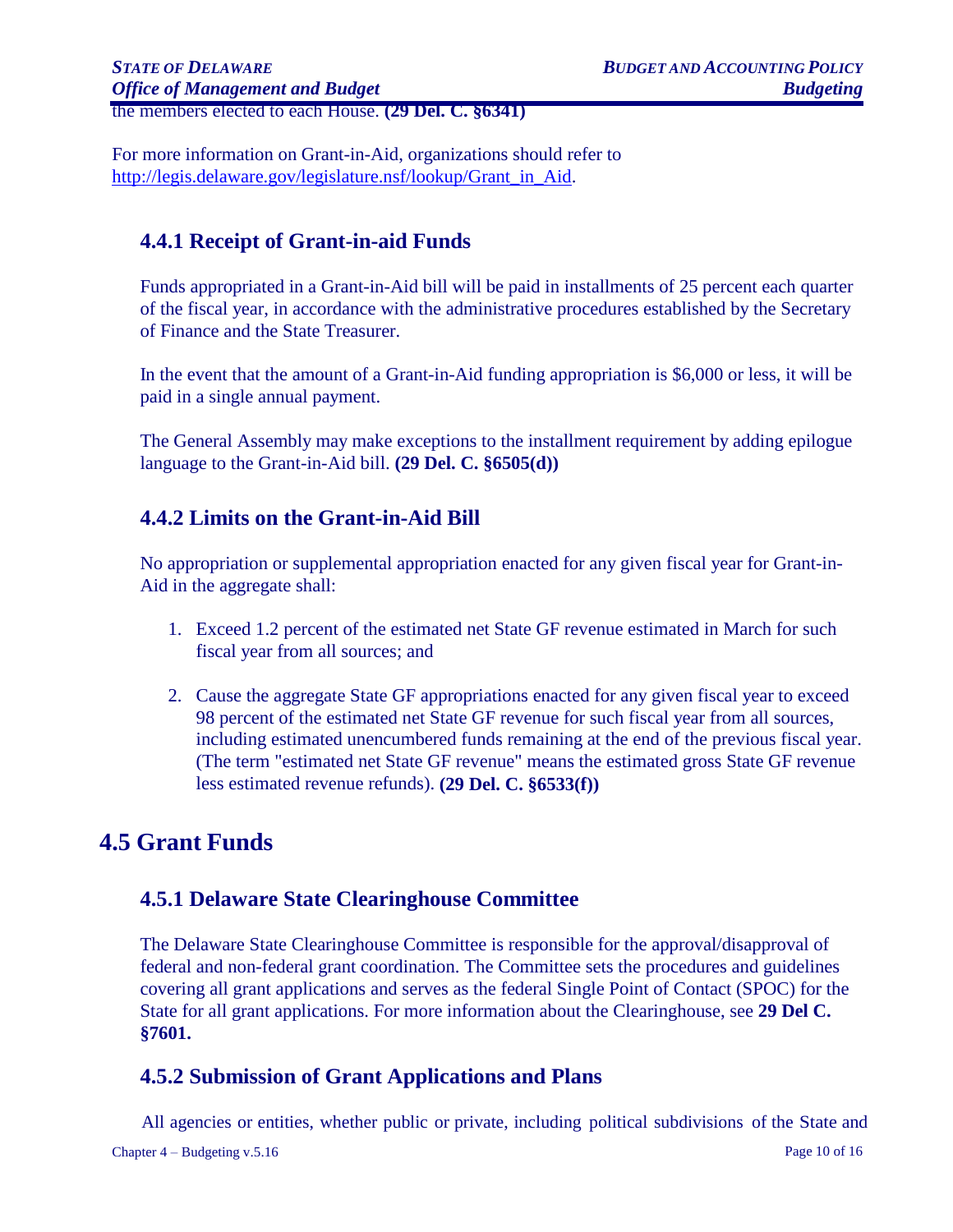the members elected to each House. **(29 Del. C. §6341)**

For more information on Grant-in-Aid, organizations should refer to http://legis.delaware.gov/legislature.nsf/lookup/Grant_in_Aid.

### 4.4.1 Receipt of Grant-in-aid Funds

Funds appropriated in a Grant-in-Aid bill will be paid in installments of 25 percent each quarter of the fiscal year, in accordance with the administrative procedures established by the Secretary of Finance and the State Treasurer.

In the event that the amount of a Grant-in-Aid funding appropriation is $6,000 or less, it will be paid in a single annual payment.

The General Assembly may make exceptions to the installment requirement by adding epilogue language to the Grant-in-Aid bill. **(29 Del. C. §6505(d))**

### 4.4.2 Limits on the Grant-in-Aid Bill

No appropriation or supplemental appropriation enacted for any given fiscal year for Grant-in-Aid in the aggregate shall:

1. Exceed 1.2 percent of the estimated net State GF revenue estimated in March for such fiscal year from all sources; and
2. Cause the aggregate State GF appropriations enacted for any given fiscal year to exceed 98 percent of the estimated net State GF revenue for such fiscal year from all sources, including estimated unencumbered funds remaining at the end of the previous fiscal year. (The term "estimated net State GF revenue" means the estimated gross State GF revenue less estimated revenue refunds). **(29 Del. C. §6533(f))**

## 4.5 Grant Funds

### 4.5.1 Delaware State Clearinghouse Committee

The Delaware State Clearinghouse Committee is responsible for the approval/disapproval of federal and non-federal grant coordination. The Committee sets the procedures and guidelines covering all grant applications and serves as the federal Single Point of Contact (SPOC) for the State for all grant applications. For more information about the Clearinghouse, see **29 Del C. §7601.**

### 4.5.2 Submission of Grant Applications and Plans

All agencies or entities, whether public or private, including political subdivisions of the State and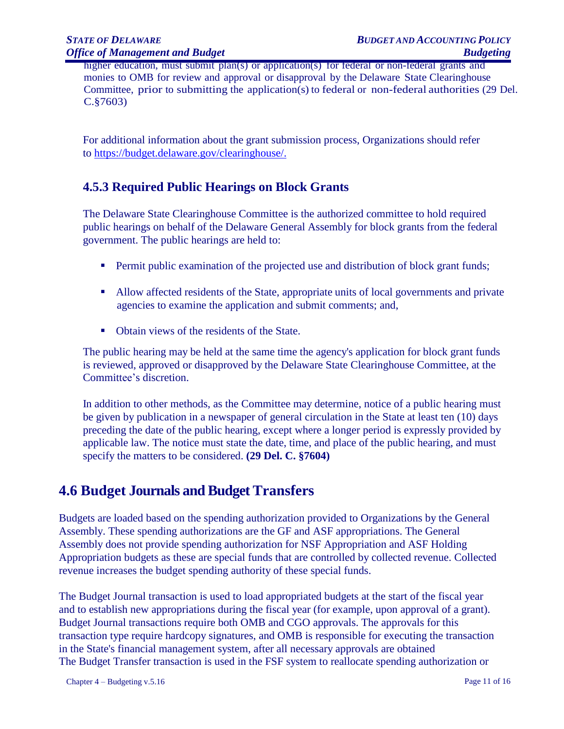higher education, must submit plan(s) or application(s) for federal or non-federal grants and monies to OMB for review and approval or disapproval by the Delaware State Clearinghouse Committee, prior to submitting the application(s) to federal or non-federal authorities (29 Del. C.§7603)

For additional information about the grant submission process, Organizations should refer to https://budget.delaware.gov/clearinghouse/.

### 4.5.3 Required Public Hearings on Block Grants

The Delaware State Clearinghouse Committee is the authorized committee to hold required public hearings on behalf of the Delaware General Assembly for block grants from the federal government. The public hearings are held to:

- Permit public examination of the projected use and distribution of block grant funds;
- Allow affected residents of the State, appropriate units of local governments and private agencies to examine the application and submit comments; and,
- Obtain views of the residents of the State.

The public hearing may be held at the same time the agency's application for block grant funds is reviewed, approved or disapproved by the Delaware State Clearinghouse Committee, at the Committee's discretion.

In addition to other methods, as the Committee may determine, notice of a public hearing must be given by publication in a newspaper of general circulation in the State at least ten (10) days preceding the date of the public hearing, except where a longer period is expressly provided by applicable law. The notice must state the date, time, and place of the public hearing, and must specify the matters to be considered. **(29 Del. C. §7604)**

## 4.6 Budget Journals and Budget Transfers

Budgets are loaded based on the spending authorization provided to Organizations by the General Assembly. These spending authorizations are the GF and ASF appropriations. The General Assembly does not provide spending authorization for NSF Appropriation and ASF Holding Appropriation budgets as these are special funds that are controlled by collected revenue. Collected revenue increases the budget spending authority of these special funds.

The Budget Journal transaction is used to load appropriated budgets at the start of the fiscal year and to establish new appropriations during the fiscal year (for example, upon approval of a grant). Budget Journal transactions require both OMB and CGO approvals. The approvals for this transaction type require hardcopy signatures, and OMB is responsible for executing the transaction in the State's financial management system, after all necessary approvals are obtained
The Budget Transfer transaction is used in the FSF system to reallocate spending authorization or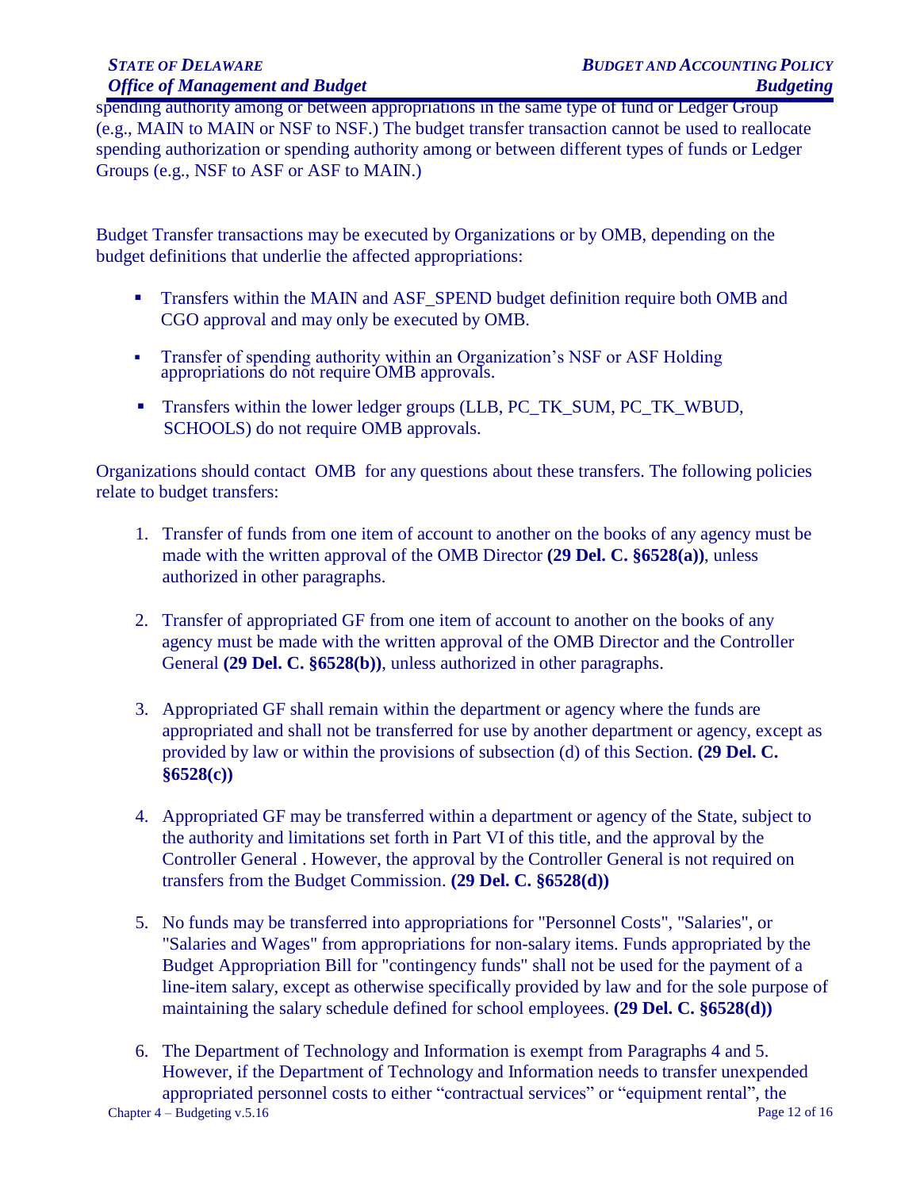spending authority among or between appropriations in the same type of fund or Ledger Group (e.g., MAIN to MAIN or NSF to NSF.) The budget transfer transaction cannot be used to reallocate spending authorization or spending authority among or between different types of funds or Ledger Groups (e.g., NSF to ASF or ASF to MAIN.)

Budget Transfer transactions may be executed by Organizations or by OMB, depending on the budget definitions that underlie the affected appropriations:

- Transfers within the MAIN and ASF_SPEND budget definition require both OMB and CGO approval and may only be executed by OMB.
- Transfer of spending authority within an Organization's NSF or ASF Holding appropriations do not require OMB approvals.
- Transfers within the lower ledger groups (LLB, PC_TK_SUM, PC_TK_WBUD, SCHOOLS) do not require OMB approvals.

Organizations should contact OMB for any questions about these transfers. The following policies relate to budget transfers:

1. Transfer of funds from one item of account to another on the books of any agency must be made with the written approval of the OMB Director **(29 Del. C. §6528(a))**, unless authorized in other paragraphs.

2. Transfer of appropriated GF from one item of account to another on the books of any agency must be made with the written approval of the OMB Director and the Controller General **(29 Del. C. §6528(b))**, unless authorized in other paragraphs.

3. Appropriated GF shall remain within the department or agency where the funds are appropriated and shall not be transferred for use by another department or agency, except as provided by law or within the provisions of subsection (d) of this Section. **(29 Del. C. §6528(c))**

4. Appropriated GF may be transferred within a department or agency of the State, subject to the authority and limitations set forth in Part VI of this title, and the approval by the Controller General . However, the approval by the Controller General is not required on transfers from the Budget Commission. **(29 Del. C. §6528(d))**

5. No funds may be transferred into appropriations for "Personnel Costs", "Salaries", or "Salaries and Wages" from appropriations for non-salary items. Funds appropriated by the Budget Appropriation Bill for "contingency funds" shall not be used for the payment of a line-item salary, except as otherwise specifically provided by law and for the sole purpose of maintaining the salary schedule defined for school employees. **(29 Del. C. §6528(d))**

6. The Department of Technology and Information is exempt from Paragraphs 4 and 5. However, if the Department of Technology and Information needs to transfer unexpended appropriated personnel costs to either "contractual services" or "equipment rental", the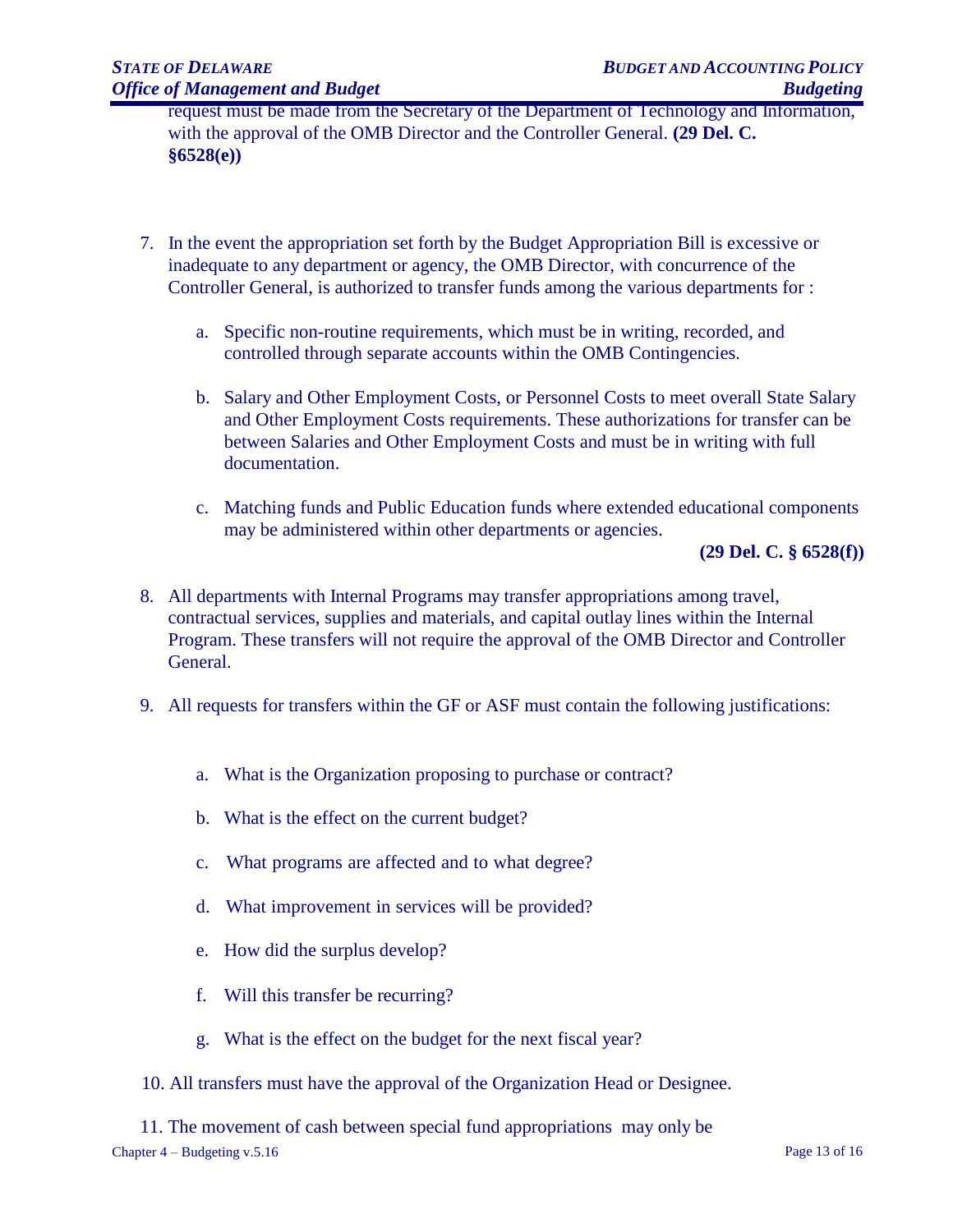request must be made from the Secretary of the Department of Technology and Information, with the approval of the OMB Director and the Controller General. **(29 Del. C. §6528(e))**

7. In the event the appropriation set forth by the Budget Appropriation Bill is excessive or inadequate to any department or agency, the OMB Director, with concurrence of the Controller General, is authorized to transfer funds among the various departments for :

    a. Specific non-routine requirements, which must be in writing, recorded, and controlled through separate accounts within the OMB Contingencies.

    b. Salary and Other Employment Costs, or Personnel Costs to meet overall State Salary and Other Employment Costs requirements. These authorizations for transfer can be between Salaries and Other Employment Costs and must be in writing with full documentation.

    c. Matching funds and Public Education funds where extended educational components may be administered within other departments or agencies.

    **(29 Del. C. § 6528(f))**

8. All departments with Internal Programs may transfer appropriations among travel, contractual services, supplies and materials, and capital outlay lines within the Internal Program. These transfers will not require the approval of the OMB Director and Controller General.

9. All requests for transfers within the GF or ASF must contain the following justifications:

    a. What is the Organization proposing to purchase or contract?

    b. What is the effect on the current budget?

    c. What programs are affected and to what degree?

    d. What improvement in services will be provided?

    e. How did the surplus develop?

    f. Will this transfer be recurring?

    g. What is the effect on the budget for the next fiscal year?

10. All transfers must have the approval of the Organization Head or Designee.

11. The movement of cash between special fund appropriations may only be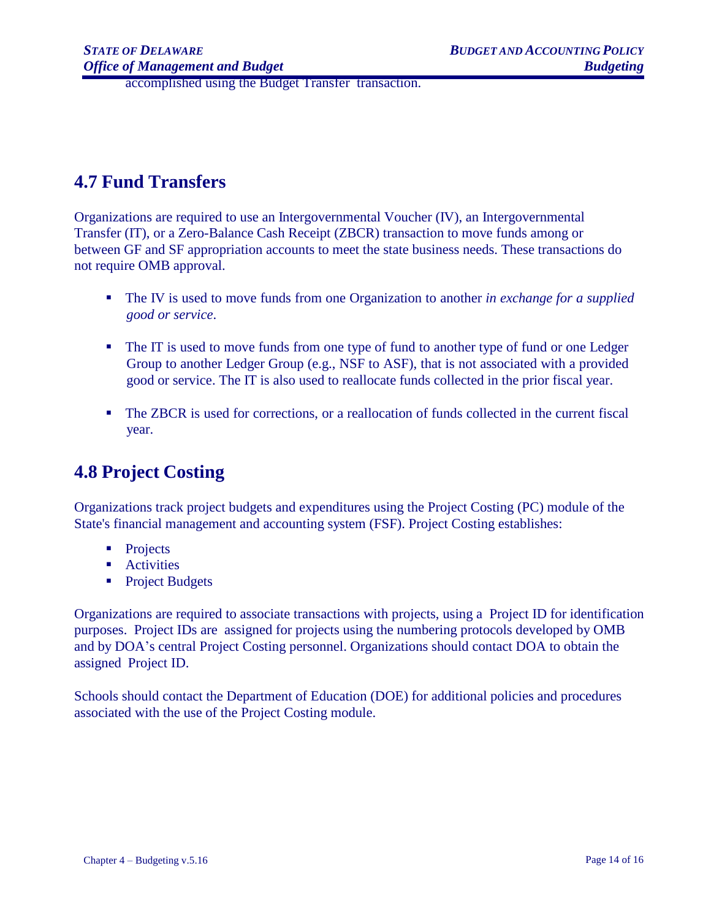accomplished using the Budget Transfer transaction.

## 4.7 Fund Transfers

Organizations are required to use an Intergovernmental Voucher (IV), an Intergovernmental Transfer (IT), or a Zero-Balance Cash Receipt (ZBCR) transaction to move funds among or between GF and SF appropriation accounts to meet the state business needs. These transactions do not require OMB approval.

- The IV is used to move funds from one Organization to another *in exchange for a supplied good or service*.
- The IT is used to move funds from one type of fund to another type of fund or one Ledger Group to another Ledger Group (e.g., NSF to ASF), that is not associated with a provided good or service. The IT is also used to reallocate funds collected in the prior fiscal year.
- The ZBCR is used for corrections, or a reallocation of funds collected in the current fiscal year.

## 4.8 Project Costing

Organizations track project budgets and expenditures using the Project Costing (PC) module of the State's financial management and accounting system (FSF). Project Costing establishes:

- Projects
- Activities
- Project Budgets

Organizations are required to associate transactions with projects, using a Project ID for identification purposes. Project IDs are assigned for projects using the numbering protocols developed by OMB and by DOA's central Project Costing personnel. Organizations should contact DOA to obtain the assigned Project ID.

Schools should contact the Department of Education (DOE) for additional policies and procedures associated with the use of the Project Costing module.